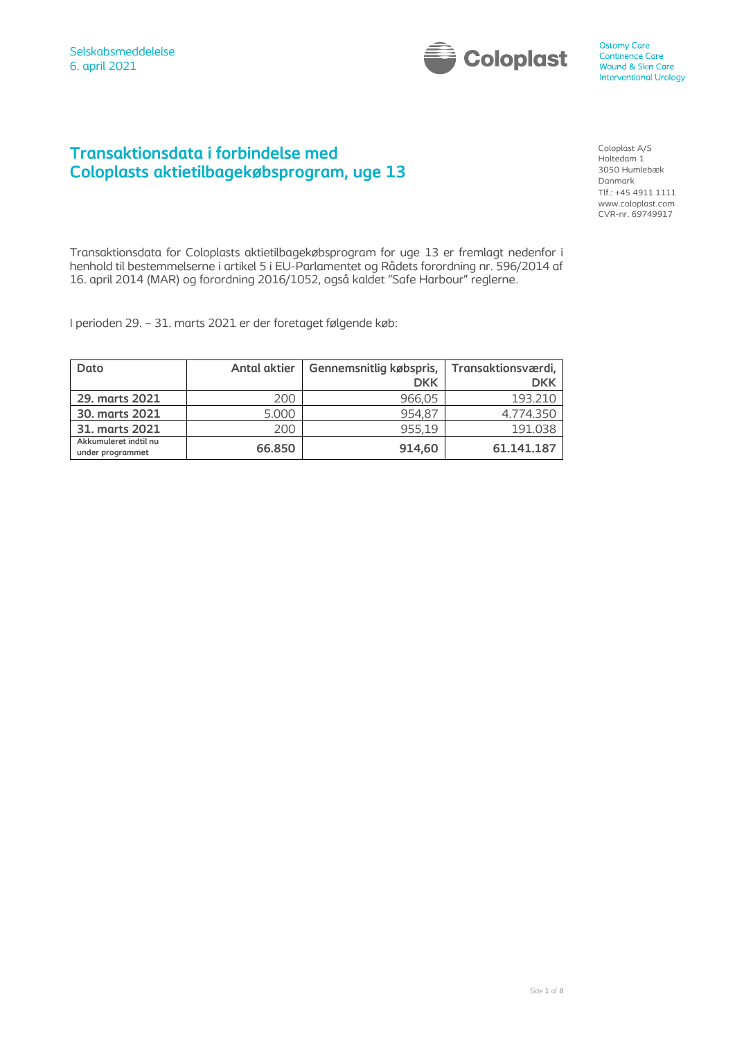Selskabsmeddelelse
6. april 2021

Ostomy Care
Continence Care
Wound & Skin Care
Interventional Urology

# Transaktionsdata i forbindelse med Coloplasts aktietilbagekøbsprogram, uge 13

Coloplast A/S
Holtedam 1
3050 Humlebæk
Danmark
Tlf.: +45 4911 1111
www.coloplast.com
CVR-nr. 69749917

Transaktionsdata for Coloplasts aktietilbagekøbsprogram for uge 13 er fremlagt nedenfor i henhold til bestemmelserne i artikel 5 i EU-Parlamentet og Rådets forordning nr. 596/2014 af 16. april 2014 (MAR) og forordning 2016/1052, også kaldet "Safe Harbour" reglerne.

I perioden 29. – 31. marts 2021 er der foretaget følgende køb:

| Dato | Antal aktier | Gennemsnitlig købspris, DKK | Transaktionsværdi, DKK |
|---|---|---|---|
| **29. marts 2021** | 200 | 966,05 | 193.210 |
| **30. marts 2021** | 5.000 | 954,87 | 4.774.350 |
| **31. marts 2021** | 200 | 955,19 | 191.038 |
| **Akkumuleret indtil nu under programmet** | **66.850** | **914,60** | **61.141.187** |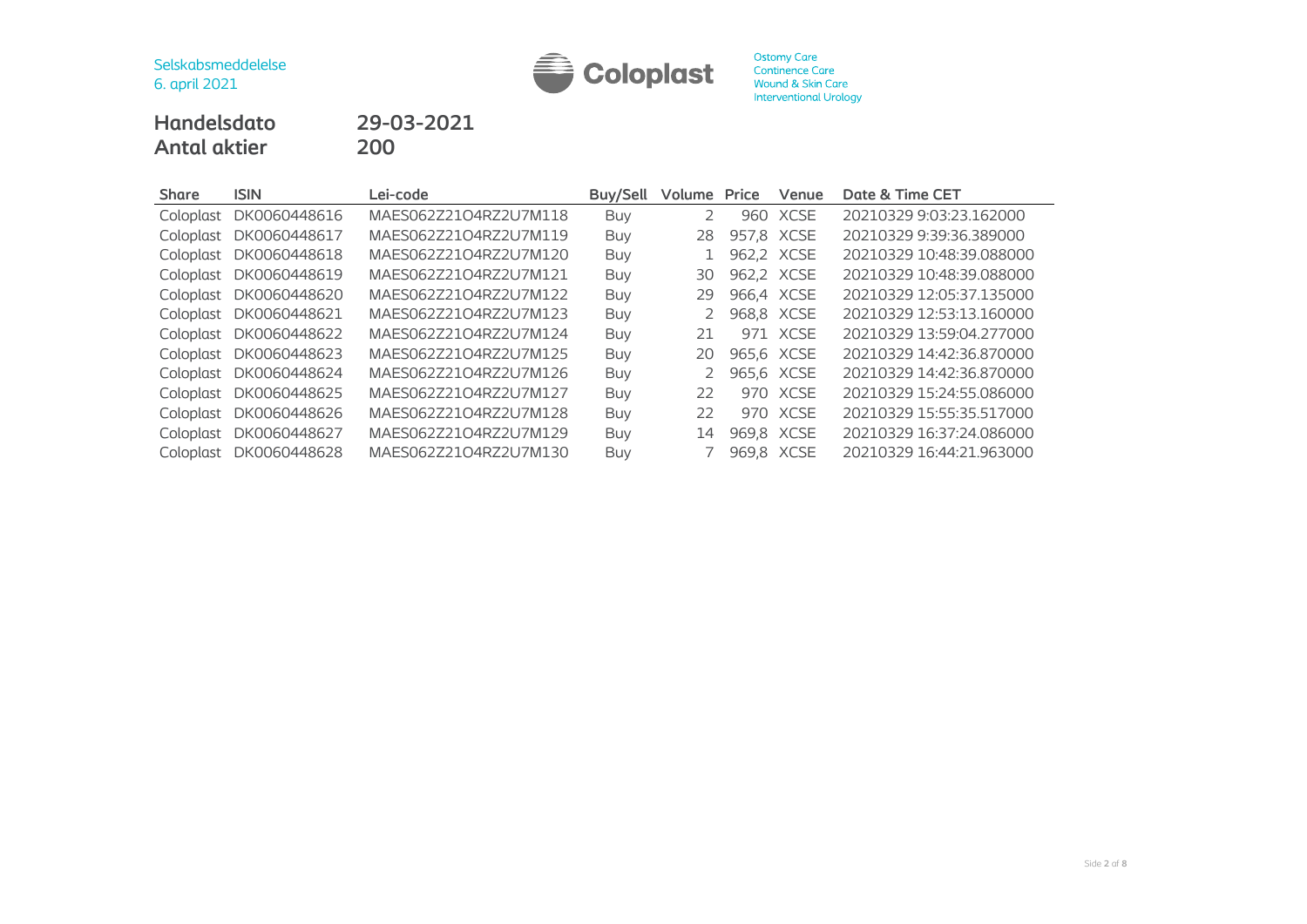**Handelsdato** **29-03-2021**
**Antal aktier** **200**

| Share | ISIN | Lei-code | Buy/Sell | Volume | Price | Venue | Date & Time CET |
|---|---|---|---|---|---|---|---|
| Coloplast | DK0060448616 | MAES062Z21O4RZ2U7M118 | Buy | 2 | 960 | XCSE | 20210329 9:03:23.162000 |
| Coloplast | DK0060448617 | MAES062Z21O4RZ2U7M119 | Buy | 28 | 957,8 | XCSE | 20210329 9:39:36.389000 |
| Coloplast | DK0060448618 | MAES062Z21O4RZ2U7M120 | Buy | 1 | 962,2 | XCSE | 20210329 10:48:39.088000 |
| Coloplast | DK0060448619 | MAES062Z21O4RZ2U7M121 | Buy | 30 | 962,2 | XCSE | 20210329 10:48:39.088000 |
| Coloplast | DK0060448620 | MAES062Z21O4RZ2U7M122 | Buy | 29 | 966,4 | XCSE | 20210329 12:05:37.135000 |
| Coloplast | DK0060448621 | MAES062Z21O4RZ2U7M123 | Buy | 2 | 968,8 | XCSE | 20210329 12:53:13.160000 |
| Coloplast | DK0060448622 | MAES062Z21O4RZ2U7M124 | Buy | 21 | 971 | XCSE | 20210329 13:59:04.277000 |
| Coloplast | DK0060448623 | MAES062Z21O4RZ2U7M125 | Buy | 20 | 965,6 | XCSE | 20210329 14:42:36.870000 |
| Coloplast | DK0060448624 | MAES062Z21O4RZ2U7M126 | Buy | 2 | 965,6 | XCSE | 20210329 14:42:36.870000 |
| Coloplast | DK0060448625 | MAES062Z21O4RZ2U7M127 | Buy | 22 | 970 | XCSE | 20210329 15:24:55.086000 |
| Coloplast | DK0060448626 | MAES062Z21O4RZ2U7M128 | Buy | 22 | 970 | XCSE | 20210329 15:55:35.517000 |
| Coloplast | DK0060448627 | MAES062Z21O4RZ2U7M129 | Buy | 14 | 969,8 | XCSE | 20210329 16:37:24.086000 |
| Coloplast | DK0060448628 | MAES062Z21O4RZ2U7M130 | Buy | 7 | 969,8 | XCSE | 20210329 16:44:21.963000 |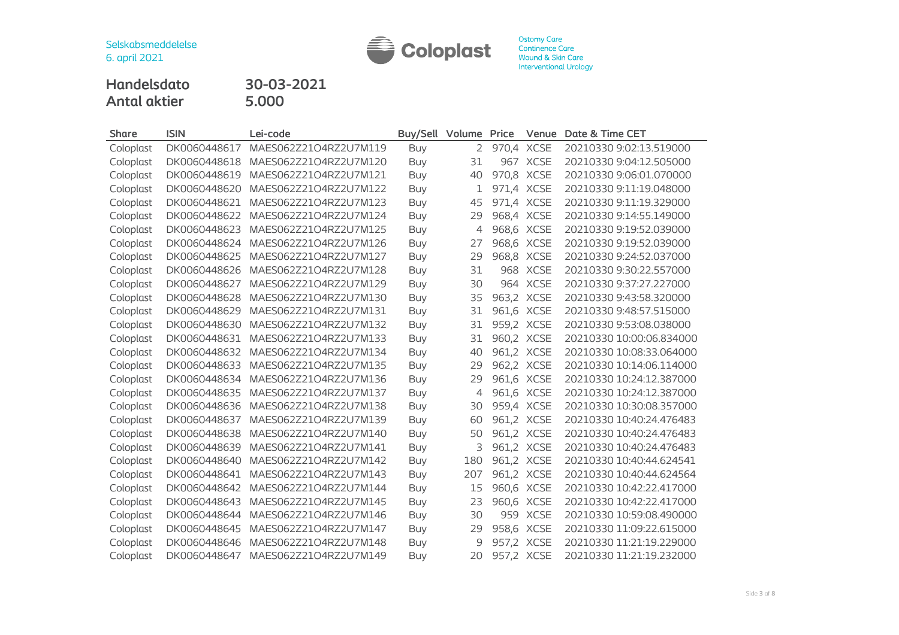Selskabsmeddelelse
6. april 2021

Ostomy Care
Continence Care
Wound & Skin Care
Interventional Urology

**Handelsdato** 30-03-2021
**Antal aktier** 5.000

| Share | ISIN | Lei-code | Buy/Sell | Volume | Price | Venue | Date & Time CET |
|---|---|---|---|---|---|---|---|
| Coloplast | DK0060448617 | MAES062Z21O4RZ2U7M119 | Buy | 2 | 970,4 | XCSE | 20210330 9:02:13.519000 |
| Coloplast | DK0060448618 | MAES062Z21O4RZ2U7M120 | Buy | 31 | 967 | XCSE | 20210330 9:04:12.505000 |
| Coloplast | DK0060448619 | MAES062Z21O4RZ2U7M121 | Buy | 40 | 970,8 | XCSE | 20210330 9:06:01.070000 |
| Coloplast | DK0060448620 | MAES062Z21O4RZ2U7M122 | Buy | 1 | 971,4 | XCSE | 20210330 9:11:19.048000 |
| Coloplast | DK0060448621 | MAES062Z21O4RZ2U7M123 | Buy | 45 | 971,4 | XCSE | 20210330 9:11:19.329000 |
| Coloplast | DK0060448622 | MAES062Z21O4RZ2U7M124 | Buy | 29 | 968,4 | XCSE | 20210330 9:14:55.149000 |
| Coloplast | DK0060448623 | MAES062Z21O4RZ2U7M125 | Buy | 4 | 968,6 | XCSE | 20210330 9:19:52.039000 |
| Coloplast | DK0060448624 | MAES062Z21O4RZ2U7M126 | Buy | 27 | 968,6 | XCSE | 20210330 9:19:52.039000 |
| Coloplast | DK0060448625 | MAES062Z21O4RZ2U7M127 | Buy | 29 | 968,8 | XCSE | 20210330 9:24:52.037000 |
| Coloplast | DK0060448626 | MAES062Z21O4RZ2U7M128 | Buy | 31 | 968 | XCSE | 20210330 9:30:22.557000 |
| Coloplast | DK0060448627 | MAES062Z21O4RZ2U7M129 | Buy | 30 | 964 | XCSE | 20210330 9:37:27.227000 |
| Coloplast | DK0060448628 | MAES062Z21O4RZ2U7M130 | Buy | 35 | 963,2 | XCSE | 20210330 9:43:58.320000 |
| Coloplast | DK0060448629 | MAES062Z21O4RZ2U7M131 | Buy | 31 | 961,6 | XCSE | 20210330 9:48:57.515000 |
| Coloplast | DK0060448630 | MAES062Z21O4RZ2U7M132 | Buy | 31 | 959,2 | XCSE | 20210330 9:53:08.038000 |
| Coloplast | DK0060448631 | MAES062Z21O4RZ2U7M133 | Buy | 31 | 960,2 | XCSE | 20210330 10:00:06.834000 |
| Coloplast | DK0060448632 | MAES062Z21O4RZ2U7M134 | Buy | 40 | 961,2 | XCSE | 20210330 10:08:33.064000 |
| Coloplast | DK0060448633 | MAES062Z21O4RZ2U7M135 | Buy | 29 | 962,2 | XCSE | 20210330 10:14:06.114000 |
| Coloplast | DK0060448634 | MAES062Z21O4RZ2U7M136 | Buy | 29 | 961,6 | XCSE | 20210330 10:24:12.387000 |
| Coloplast | DK0060448635 | MAES062Z21O4RZ2U7M137 | Buy | 4 | 961,6 | XCSE | 20210330 10:24:12.387000 |
| Coloplast | DK0060448636 | MAES062Z21O4RZ2U7M138 | Buy | 30 | 959,4 | XCSE | 20210330 10:30:08.357000 |
| Coloplast | DK0060448637 | MAES062Z21O4RZ2U7M139 | Buy | 60 | 961,2 | XCSE | 20210330 10:40:24.476483 |
| Coloplast | DK0060448638 | MAES062Z21O4RZ2U7M140 | Buy | 50 | 961,2 | XCSE | 20210330 10:40:24.476483 |
| Coloplast | DK0060448639 | MAES062Z21O4RZ2U7M141 | Buy | 3 | 961,2 | XCSE | 20210330 10:40:24.476483 |
| Coloplast | DK0060448640 | MAES062Z21O4RZ2U7M142 | Buy | 180 | 961,2 | XCSE | 20210330 10:40:44.624541 |
| Coloplast | DK0060448641 | MAES062Z21O4RZ2U7M143 | Buy | 207 | 961,2 | XCSE | 20210330 10:40:44.624564 |
| Coloplast | DK0060448642 | MAES062Z21O4RZ2U7M144 | Buy | 15 | 960,6 | XCSE | 20210330 10:42:22.417000 |
| Coloplast | DK0060448643 | MAES062Z21O4RZ2U7M145 | Buy | 23 | 960,6 | XCSE | 20210330 10:42:22.417000 |
| Coloplast | DK0060448644 | MAES062Z21O4RZ2U7M146 | Buy | 30 | 959 | XCSE | 20210330 10:59:08.490000 |
| Coloplast | DK0060448645 | MAES062Z21O4RZ2U7M147 | Buy | 29 | 958,6 | XCSE | 20210330 11:09:22.615000 |
| Coloplast | DK0060448646 | MAES062Z21O4RZ2U7M148 | Buy | 9 | 957,2 | XCSE | 20210330 11:21:19.229000 |
| Coloplast | DK0060448647 | MAES062Z21O4RZ2U7M149 | Buy | 20 | 957,2 | XCSE | 20210330 11:21:19.232000 |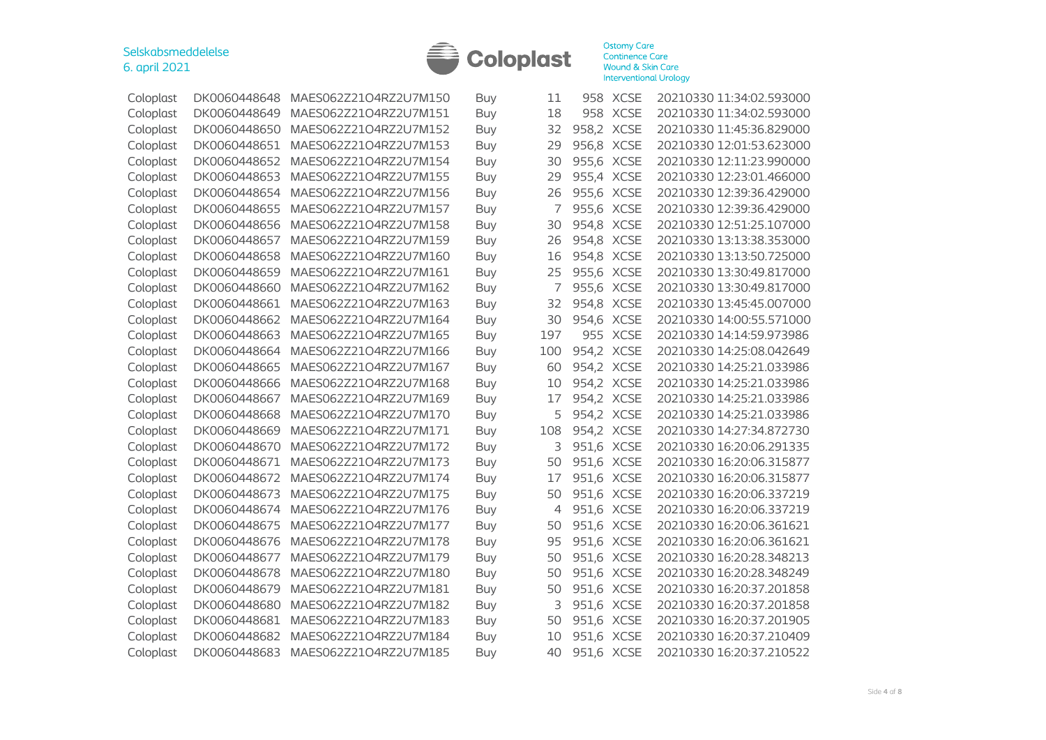| | | | | | | | |
|---|---|---|---|---|---|---|---|
| Coloplast | DK0060448648 | MAES062Z21O4RZ2U7M150 | Buy | 11 | 958 | XCSE | 20210330 11:34:02.593000 |
| Coloplast | DK0060448649 | MAES062Z21O4RZ2U7M151 | Buy | 18 | 958 | XCSE | 20210330 11:34:02.593000 |
| Coloplast | DK0060448650 | MAES062Z21O4RZ2U7M152 | Buy | 32 | 958,2 | XCSE | 20210330 11:45:36.829000 |
| Coloplast | DK0060448651 | MAES062Z21O4RZ2U7M153 | Buy | 29 | 956,8 | XCSE | 20210330 12:01:53.623000 |
| Coloplast | DK0060448652 | MAES062Z21O4RZ2U7M154 | Buy | 30 | 955,6 | XCSE | 20210330 12:11:23.990000 |
| Coloplast | DK0060448653 | MAES062Z21O4RZ2U7M155 | Buy | 29 | 955,4 | XCSE | 20210330 12:23:01.466000 |
| Coloplast | DK0060448654 | MAES062Z21O4RZ2U7M156 | Buy | 26 | 955,6 | XCSE | 20210330 12:39:36.429000 |
| Coloplast | DK0060448655 | MAES062Z21O4RZ2U7M157 | Buy | 7 | 955,6 | XCSE | 20210330 12:39:36.429000 |
| Coloplast | DK0060448656 | MAES062Z21O4RZ2U7M158 | Buy | 30 | 954,8 | XCSE | 20210330 12:51:25.107000 |
| Coloplast | DK0060448657 | MAES062Z21O4RZ2U7M159 | Buy | 26 | 954,8 | XCSE | 20210330 13:13:38.353000 |
| Coloplast | DK0060448658 | MAES062Z21O4RZ2U7M160 | Buy | 16 | 954,8 | XCSE | 20210330 13:13:50.725000 |
| Coloplast | DK0060448659 | MAES062Z21O4RZ2U7M161 | Buy | 25 | 955,6 | XCSE | 20210330 13:30:49.817000 |
| Coloplast | DK0060448660 | MAES062Z21O4RZ2U7M162 | Buy | 7 | 955,6 | XCSE | 20210330 13:30:49.817000 |
| Coloplast | DK0060448661 | MAES062Z21O4RZ2U7M163 | Buy | 32 | 954,8 | XCSE | 20210330 13:45:45.007000 |
| Coloplast | DK0060448662 | MAES062Z21O4RZ2U7M164 | Buy | 30 | 954,6 | XCSE | 20210330 14:00:55.571000 |
| Coloplast | DK0060448663 | MAES062Z21O4RZ2U7M165 | Buy | 197 | 955 | XCSE | 20210330 14:14:59.973986 |
| Coloplast | DK0060448664 | MAES062Z21O4RZ2U7M166 | Buy | 100 | 954,2 | XCSE | 20210330 14:25:08.042649 |
| Coloplast | DK0060448665 | MAES062Z21O4RZ2U7M167 | Buy | 60 | 954,2 | XCSE | 20210330 14:25:21.033986 |
| Coloplast | DK0060448666 | MAES062Z21O4RZ2U7M168 | Buy | 10 | 954,2 | XCSE | 20210330 14:25:21.033986 |
| Coloplast | DK0060448667 | MAES062Z21O4RZ2U7M169 | Buy | 17 | 954,2 | XCSE | 20210330 14:25:21.033986 |
| Coloplast | DK0060448668 | MAES062Z21O4RZ2U7M170 | Buy | 5 | 954,2 | XCSE | 20210330 14:25:21.033986 |
| Coloplast | DK0060448669 | MAES062Z21O4RZ2U7M171 | Buy | 108 | 954,2 | XCSE | 20210330 14:27:34.872730 |
| Coloplast | DK0060448670 | MAES062Z21O4RZ2U7M172 | Buy | 3 | 951,6 | XCSE | 20210330 16:20:06.291335 |
| Coloplast | DK0060448671 | MAES062Z21O4RZ2U7M173 | Buy | 50 | 951,6 | XCSE | 20210330 16:20:06.315877 |
| Coloplast | DK0060448672 | MAES062Z21O4RZ2U7M174 | Buy | 17 | 951,6 | XCSE | 20210330 16:20:06.315877 |
| Coloplast | DK0060448673 | MAES062Z21O4RZ2U7M175 | Buy | 50 | 951,6 | XCSE | 20210330 16:20:06.337219 |
| Coloplast | DK0060448674 | MAES062Z21O4RZ2U7M176 | Buy | 4 | 951,6 | XCSE | 20210330 16:20:06.337219 |
| Coloplast | DK0060448675 | MAES062Z21O4RZ2U7M177 | Buy | 50 | 951,6 | XCSE | 20210330 16:20:06.361621 |
| Coloplast | DK0060448676 | MAES062Z21O4RZ2U7M178 | Buy | 95 | 951,6 | XCSE | 20210330 16:20:06.361621 |
| Coloplast | DK0060448677 | MAES062Z21O4RZ2U7M179 | Buy | 50 | 951,6 | XCSE | 20210330 16:20:28.348213 |
| Coloplast | DK0060448678 | MAES062Z21O4RZ2U7M180 | Buy | 50 | 951,6 | XCSE | 20210330 16:20:28.348249 |
| Coloplast | DK0060448679 | MAES062Z21O4RZ2U7M181 | Buy | 50 | 951,6 | XCSE | 20210330 16:20:37.201858 |
| Coloplast | DK0060448680 | MAES062Z21O4RZ2U7M182 | Buy | 3 | 951,6 | XCSE | 20210330 16:20:37.201858 |
| Coloplast | DK0060448681 | MAES062Z21O4RZ2U7M183 | Buy | 50 | 951,6 | XCSE | 20210330 16:20:37.201905 |
| Coloplast | DK0060448682 | MAES062Z21O4RZ2U7M184 | Buy | 10 | 951,6 | XCSE | 20210330 16:20:37.210409 |
| Coloplast | DK0060448683 | MAES062Z21O4RZ2U7M185 | Buy | 40 | 951,6 | XCSE | 20210330 16:20:37.210522 |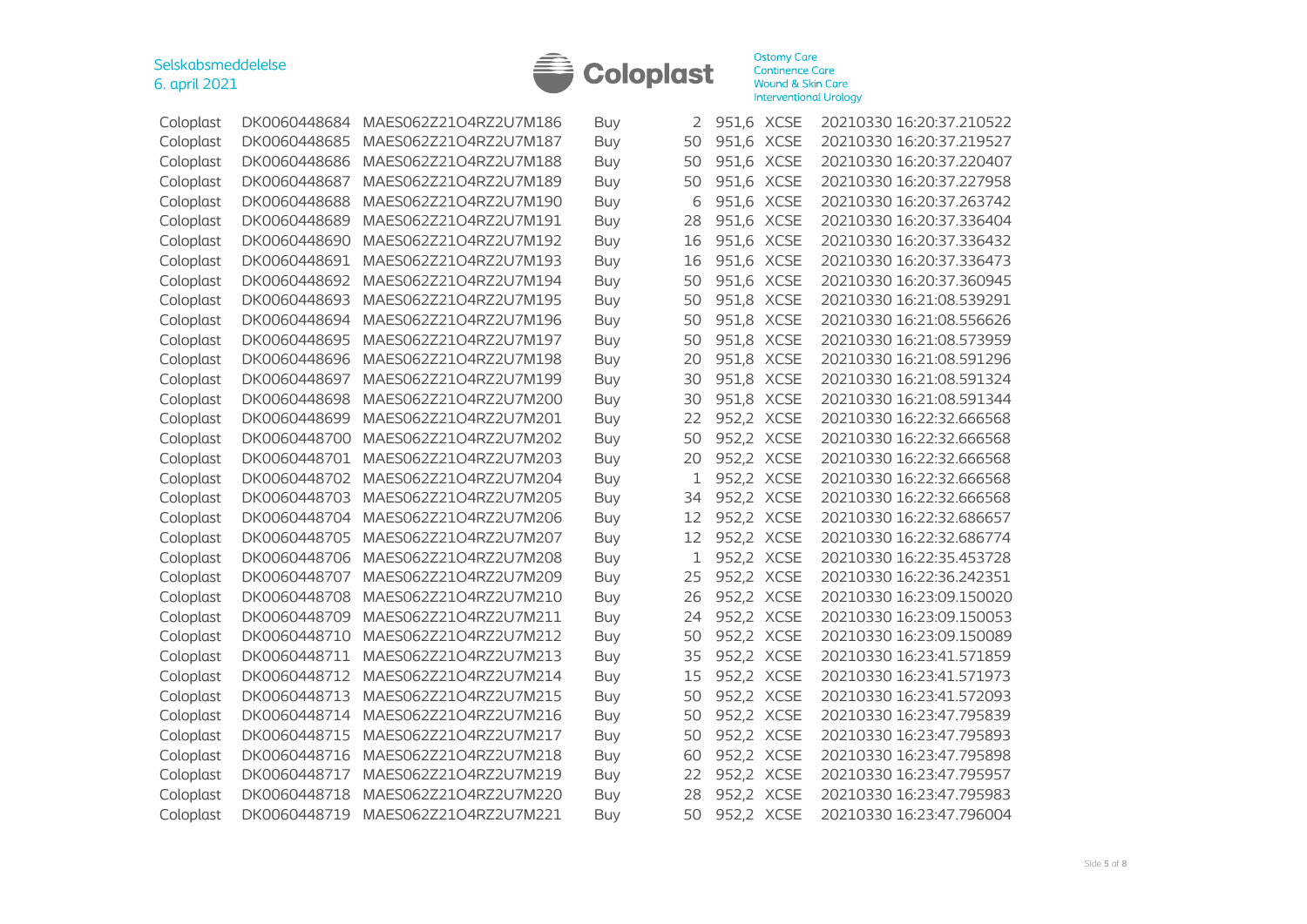| Coloplast | DK0060448684 | MAES062Z21O4RZ2U7M186 | Buy | 2 | 951,6 | XCSE | 20210330 16:20:37.210522 |
|---|---|---|---|---|---|---|---|
| Coloplast | DK0060448685 | MAES062Z21O4RZ2U7M187 | Buy | 50 | 951,6 | XCSE | 20210330 16:20:37.219527 |
| Coloplast | DK0060448686 | MAES062Z21O4RZ2U7M188 | Buy | 50 | 951,6 | XCSE | 20210330 16:20:37.220407 |
| Coloplast | DK0060448687 | MAES062Z21O4RZ2U7M189 | Buy | 50 | 951,6 | XCSE | 20210330 16:20:37.227958 |
| Coloplast | DK0060448688 | MAES062Z21O4RZ2U7M190 | Buy | 6 | 951,6 | XCSE | 20210330 16:20:37.263742 |
| Coloplast | DK0060448689 | MAES062Z21O4RZ2U7M191 | Buy | 28 | 951,6 | XCSE | 20210330 16:20:37.336404 |
| Coloplast | DK0060448690 | MAES062Z21O4RZ2U7M192 | Buy | 16 | 951,6 | XCSE | 20210330 16:20:37.336432 |
| Coloplast | DK0060448691 | MAES062Z21O4RZ2U7M193 | Buy | 16 | 951,6 | XCSE | 20210330 16:20:37.336473 |
| Coloplast | DK0060448692 | MAES062Z21O4RZ2U7M194 | Buy | 50 | 951,6 | XCSE | 20210330 16:20:37.360945 |
| Coloplast | DK0060448693 | MAES062Z21O4RZ2U7M195 | Buy | 50 | 951,8 | XCSE | 20210330 16:21:08.539291 |
| Coloplast | DK0060448694 | MAES062Z21O4RZ2U7M196 | Buy | 50 | 951,8 | XCSE | 20210330 16:21:08.556626 |
| Coloplast | DK0060448695 | MAES062Z21O4RZ2U7M197 | Buy | 50 | 951,8 | XCSE | 20210330 16:21:08.573959 |
| Coloplast | DK0060448696 | MAES062Z21O4RZ2U7M198 | Buy | 20 | 951,8 | XCSE | 20210330 16:21:08.591296 |
| Coloplast | DK0060448697 | MAES062Z21O4RZ2U7M199 | Buy | 30 | 951,8 | XCSE | 20210330 16:21:08.591324 |
| Coloplast | DK0060448698 | MAES062Z21O4RZ2U7M200 | Buy | 30 | 951,8 | XCSE | 20210330 16:21:08.591344 |
| Coloplast | DK0060448699 | MAES062Z21O4RZ2U7M201 | Buy | 22 | 952,2 | XCSE | 20210330 16:22:32.666568 |
| Coloplast | DK0060448700 | MAES062Z21O4RZ2U7M202 | Buy | 50 | 952,2 | XCSE | 20210330 16:22:32.666568 |
| Coloplast | DK0060448701 | MAES062Z21O4RZ2U7M203 | Buy | 20 | 952,2 | XCSE | 20210330 16:22:32.666568 |
| Coloplast | DK0060448702 | MAES062Z21O4RZ2U7M204 | Buy | 1 | 952,2 | XCSE | 20210330 16:22:32.666568 |
| Coloplast | DK0060448703 | MAES062Z21O4RZ2U7M205 | Buy | 34 | 952,2 | XCSE | 20210330 16:22:32.666568 |
| Coloplast | DK0060448704 | MAES062Z21O4RZ2U7M206 | Buy | 12 | 952,2 | XCSE | 20210330 16:22:32.686657 |
| Coloplast | DK0060448705 | MAES062Z21O4RZ2U7M207 | Buy | 12 | 952,2 | XCSE | 20210330 16:22:32.686774 |
| Coloplast | DK0060448706 | MAES062Z21O4RZ2U7M208 | Buy | 1 | 952,2 | XCSE | 20210330 16:22:35.453728 |
| Coloplast | DK0060448707 | MAES062Z21O4RZ2U7M209 | Buy | 25 | 952,2 | XCSE | 20210330 16:22:36.242351 |
| Coloplast | DK0060448708 | MAES062Z21O4RZ2U7M210 | Buy | 26 | 952,2 | XCSE | 20210330 16:23:09.150020 |
| Coloplast | DK0060448709 | MAES062Z21O4RZ2U7M211 | Buy | 24 | 952,2 | XCSE | 20210330 16:23:09.150053 |
| Coloplast | DK0060448710 | MAES062Z21O4RZ2U7M212 | Buy | 50 | 952,2 | XCSE | 20210330 16:23:09.150089 |
| Coloplast | DK0060448711 | MAES062Z21O4RZ2U7M213 | Buy | 35 | 952,2 | XCSE | 20210330 16:23:41.571859 |
| Coloplast | DK0060448712 | MAES062Z21O4RZ2U7M214 | Buy | 15 | 952,2 | XCSE | 20210330 16:23:41.571973 |
| Coloplast | DK0060448713 | MAES062Z21O4RZ2U7M215 | Buy | 50 | 952,2 | XCSE | 20210330 16:23:41.572093 |
| Coloplast | DK0060448714 | MAES062Z21O4RZ2U7M216 | Buy | 50 | 952,2 | XCSE | 20210330 16:23:47.795839 |
| Coloplast | DK0060448715 | MAES062Z21O4RZ2U7M217 | Buy | 50 | 952,2 | XCSE | 20210330 16:23:47.795893 |
| Coloplast | DK0060448716 | MAES062Z21O4RZ2U7M218 | Buy | 60 | 952,2 | XCSE | 20210330 16:23:47.795898 |
| Coloplast | DK0060448717 | MAES062Z21O4RZ2U7M219 | Buy | 22 | 952,2 | XCSE | 20210330 16:23:47.795957 |
| Coloplast | DK0060448718 | MAES062Z21O4RZ2U7M220 | Buy | 28 | 952,2 | XCSE | 20210330 16:23:47.795983 |
| Coloplast | DK0060448719 | MAES062Z21O4RZ2U7M221 | Buy | 50 | 952,2 | XCSE | 20210330 16:23:47.796004 |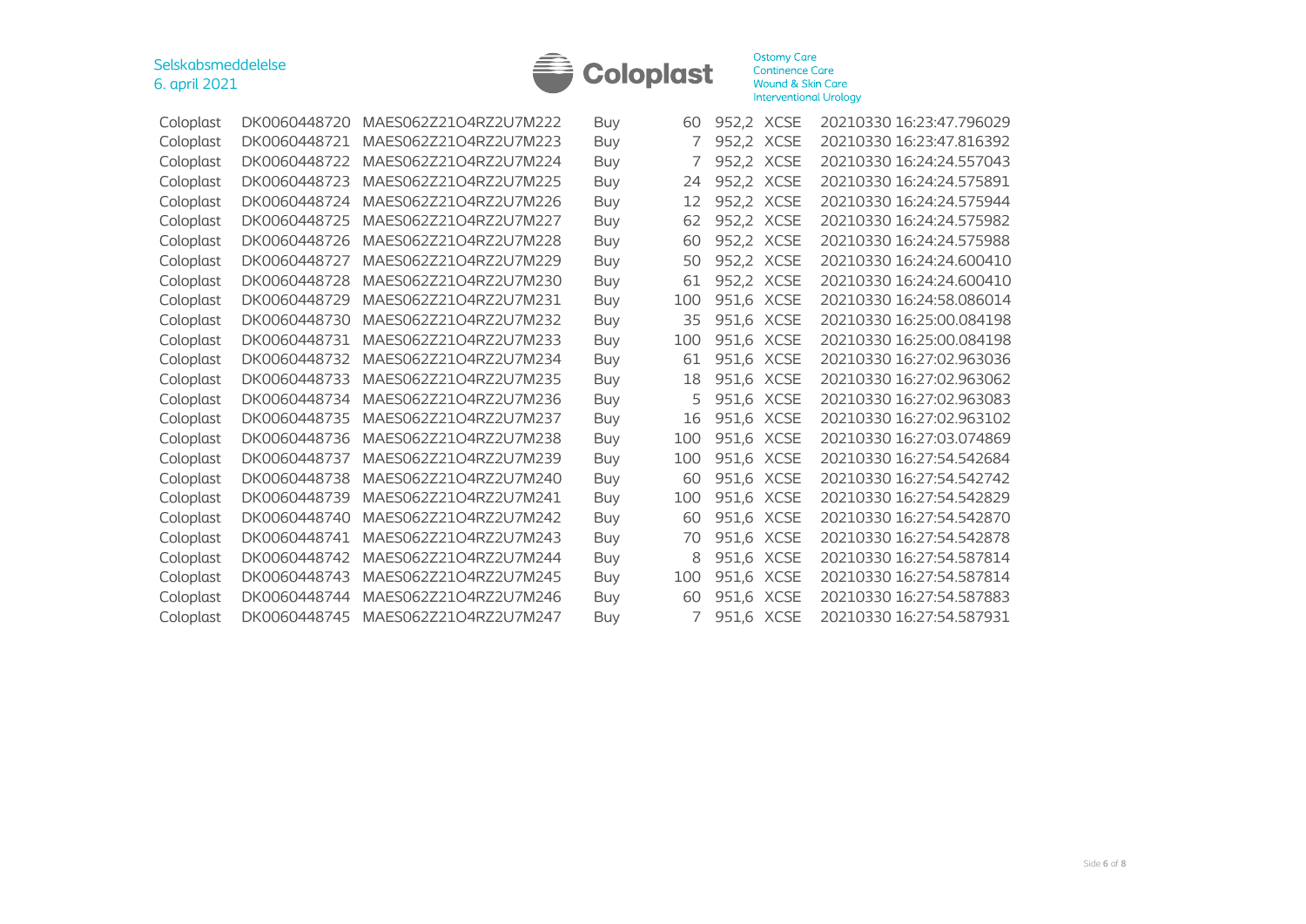| | | | | | | | |
|---|---|---|---|---|---|---|---|
| Coloplast | DK0060448720 | MAES062Z21O4RZ2U7M222 | Buy | 60 | 952,2 | XCSE | 20210330 16:23:47.796029 |
| Coloplast | DK0060448721 | MAES062Z21O4RZ2U7M223 | Buy | 7 | 952,2 | XCSE | 20210330 16:23:47.816392 |
| Coloplast | DK0060448722 | MAES062Z21O4RZ2U7M224 | Buy | 7 | 952,2 | XCSE | 20210330 16:24:24.557043 |
| Coloplast | DK0060448723 | MAES062Z21O4RZ2U7M225 | Buy | 24 | 952,2 | XCSE | 20210330 16:24:24.575891 |
| Coloplast | DK0060448724 | MAES062Z21O4RZ2U7M226 | Buy | 12 | 952,2 | XCSE | 20210330 16:24:24.575944 |
| Coloplast | DK0060448725 | MAES062Z21O4RZ2U7M227 | Buy | 62 | 952,2 | XCSE | 20210330 16:24:24.575982 |
| Coloplast | DK0060448726 | MAES062Z21O4RZ2U7M228 | Buy | 60 | 952,2 | XCSE | 20210330 16:24:24.575988 |
| Coloplast | DK0060448727 | MAES062Z21O4RZ2U7M229 | Buy | 50 | 952,2 | XCSE | 20210330 16:24:24.600410 |
| Coloplast | DK0060448728 | MAES062Z21O4RZ2U7M230 | Buy | 61 | 952,2 | XCSE | 20210330 16:24:24.600410 |
| Coloplast | DK0060448729 | MAES062Z21O4RZ2U7M231 | Buy | 100 | 951,6 | XCSE | 20210330 16:24:58.086014 |
| Coloplast | DK0060448730 | MAES062Z21O4RZ2U7M232 | Buy | 35 | 951,6 | XCSE | 20210330 16:25:00.084198 |
| Coloplast | DK0060448731 | MAES062Z21O4RZ2U7M233 | Buy | 100 | 951,6 | XCSE | 20210330 16:25:00.084198 |
| Coloplast | DK0060448732 | MAES062Z21O4RZ2U7M234 | Buy | 61 | 951,6 | XCSE | 20210330 16:27:02.963036 |
| Coloplast | DK0060448733 | MAES062Z21O4RZ2U7M235 | Buy | 18 | 951,6 | XCSE | 20210330 16:27:02.963062 |
| Coloplast | DK0060448734 | MAES062Z21O4RZ2U7M236 | Buy | 5 | 951,6 | XCSE | 20210330 16:27:02.963083 |
| Coloplast | DK0060448735 | MAES062Z21O4RZ2U7M237 | Buy | 16 | 951,6 | XCSE | 20210330 16:27:02.963102 |
| Coloplast | DK0060448736 | MAES062Z21O4RZ2U7M238 | Buy | 100 | 951,6 | XCSE | 20210330 16:27:03.074869 |
| Coloplast | DK0060448737 | MAES062Z21O4RZ2U7M239 | Buy | 100 | 951,6 | XCSE | 20210330 16:27:54.542684 |
| Coloplast | DK0060448738 | MAES062Z21O4RZ2U7M240 | Buy | 60 | 951,6 | XCSE | 20210330 16:27:54.542742 |
| Coloplast | DK0060448739 | MAES062Z21O4RZ2U7M241 | Buy | 100 | 951,6 | XCSE | 20210330 16:27:54.542829 |
| Coloplast | DK0060448740 | MAES062Z21O4RZ2U7M242 | Buy | 60 | 951,6 | XCSE | 20210330 16:27:54.542870 |
| Coloplast | DK0060448741 | MAES062Z21O4RZ2U7M243 | Buy | 70 | 951,6 | XCSE | 20210330 16:27:54.542878 |
| Coloplast | DK0060448742 | MAES062Z21O4RZ2U7M244 | Buy | 8 | 951,6 | XCSE | 20210330 16:27:54.587814 |
| Coloplast | DK0060448743 | MAES062Z21O4RZ2U7M245 | Buy | 100 | 951,6 | XCSE | 20210330 16:27:54.587814 |
| Coloplast | DK0060448744 | MAES062Z21O4RZ2U7M246 | Buy | 60 | 951,6 | XCSE | 20210330 16:27:54.587883 |
| Coloplast | DK0060448745 | MAES062Z21O4RZ2U7M247 | Buy | 7 | 951,6 | XCSE | 20210330 16:27:54.587931 |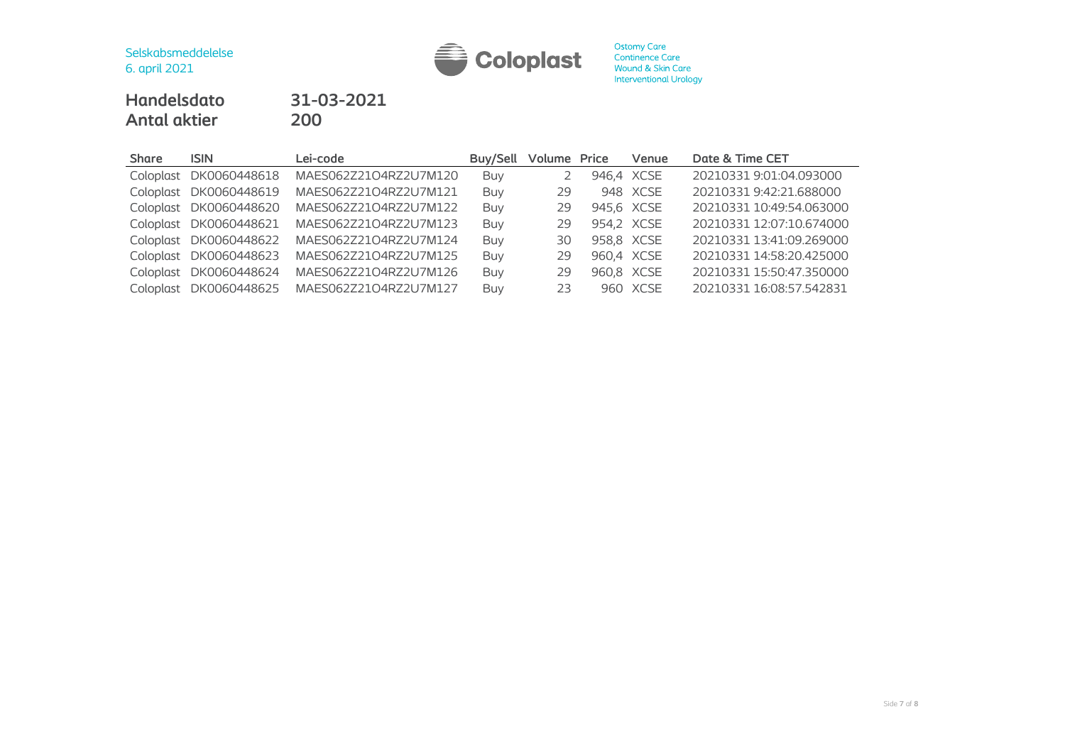Selskabsmeddelelse
6. april 2021

**Handelsdato** **31-03-2021**
**Antal aktier** **200**

| Share | ISIN | Lei-code | Buy/Sell | Volume | Price | Venue | Date & Time CET |
|---|---|---|---|---|---|---|---|
| Coloplast | DK0060448618 | MAES062Z21O4RZ2U7M120 | Buy | 2 | 946,4 | XCSE | 20210331 9:01:04.093000 |
| Coloplast | DK0060448619 | MAES062Z21O4RZ2U7M121 | Buy | 29 | 948 | XCSE | 20210331 9:42:21.688000 |
| Coloplast | DK0060448620 | MAES062Z21O4RZ2U7M122 | Buy | 29 | 945,6 | XCSE | 20210331 10:49:54.063000 |
| Coloplast | DK0060448621 | MAES062Z21O4RZ2U7M123 | Buy | 29 | 954,2 | XCSE | 20210331 12:07:10.674000 |
| Coloplast | DK0060448622 | MAES062Z21O4RZ2U7M124 | Buy | 30 | 958,8 | XCSE | 20210331 13:41:09.269000 |
| Coloplast | DK0060448623 | MAES062Z21O4RZ2U7M125 | Buy | 29 | 960,4 | XCSE | 20210331 14:58:20.425000 |
| Coloplast | DK0060448624 | MAES062Z21O4RZ2U7M126 | Buy | 29 | 960,8 | XCSE | 20210331 15:50:47.350000 |
| Coloplast | DK0060448625 | MAES062Z21O4RZ2U7M127 | Buy | 23 | 960 | XCSE | 20210331 16:08:57.542831 |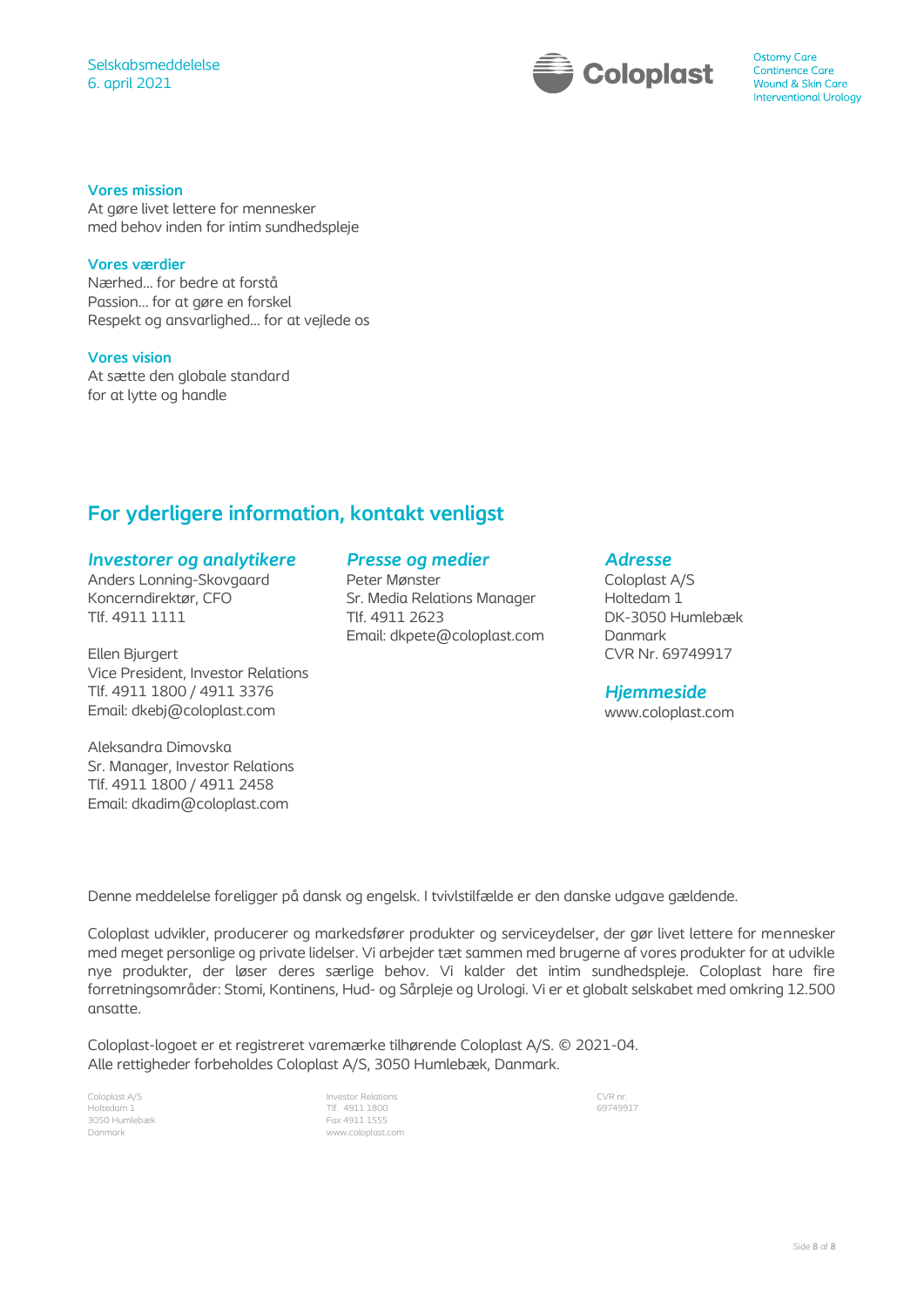### Vores mission

At gøre livet lettere for mennesker
med behov inden for intim sundhedspleje

### Vores værdier

Nærhed… for bedre at forstå
Passion… for at gøre en forskel
Respekt og ansvarlighed… for at vejlede os

### Vores vision

At sætte den globale standard
for at lytte og handle

## For yderligere information, kontakt venligst

### *Investorer og analytikere*

Anders Lonning-Skovgaard
Koncerndirektør, CFO
Tlf. 4911 1111

Ellen Bjurgert
Vice President, Investor Relations
Tlf. 4911 1800 / 4911 3376
Email: dkebj@coloplast.com

Aleksandra Dimovska
Sr. Manager, Investor Relations
Tlf. 4911 1800 / 4911 2458
Email: dkadim@coloplast.com

### *Presse og medier*

Peter Mønster
Sr. Media Relations Manager
Tlf. 4911 2623
Email: dkpete@coloplast.com

### *Adresse*

Coloplast A/S
Holtedam 1
DK-3050 Humlebæk
Danmark
CVR Nr. 69749917

### *Hjemmeside*

www.coloplast.com

Denne meddelelse foreligger på dansk og engelsk. I tvivlstilfælde er den danske udgave gældende.

Coloplast udvikler, producerer og markedsfører produkter og serviceydelser, der gør livet lettere for mennesker med meget personlige og private lidelser. Vi arbejder tæt sammen med brugerne af vores produkter for at udvikle nye produkter, der løser deres særlige behov. Vi kalder det intim sundhedspleje. Coloplast har fire forretningsområder: Stomi, Kontinens, Hud- og Sårpleje og Urologi. Vi er et globalt selskabet med omkring 12.500 ansatte.

Coloplast-logoet er et registreret varemærke tilhørende Coloplast A/S. © 2021-04.
Alle rettigheder forbeholdes Coloplast A/S, 3050 Humlebæk, Danmark.